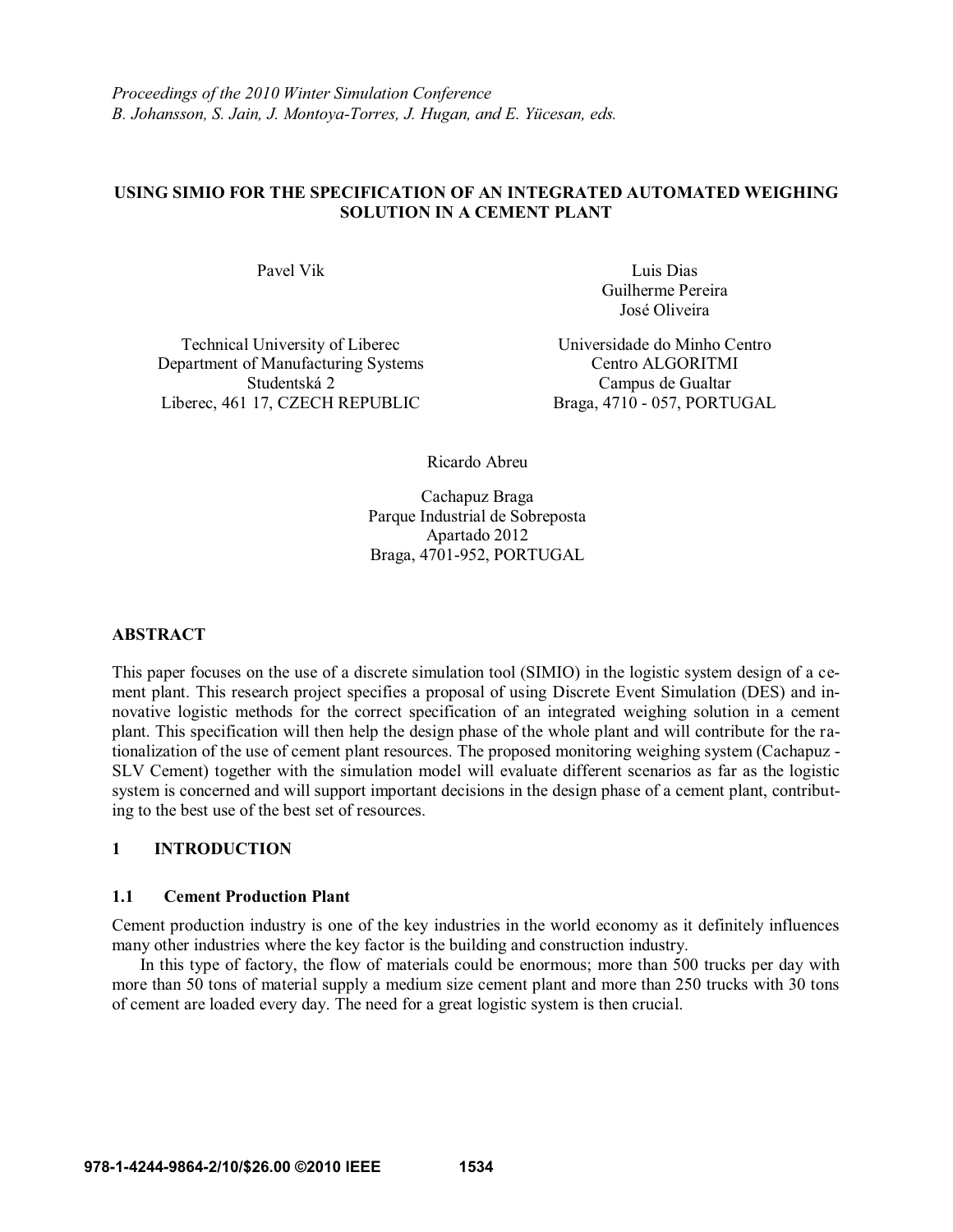*Proceedings of the 2010 Winter Simulation Conference*
*B. Johansson, S. Jain, J. Montoya-Torres, J. Hugan, and E. Yücesan, eds.*

# USING SIMIO FOR THE SPECIFICATION OF AN INTEGRATED AUTOMATED WEIGHING SOLUTION IN A CEMENT PLANT

Pavel Vik

Technical University of Liberec
Department of Manufacturing Systems
Studentská 2
Liberec, 461 17, CZECH REPUBLIC

Luis Dias
Guilherme Pereira
José Oliveira

Universidade do Minho Centro
Centro ALGORITMI
Campus de Gualtar
Braga, 4710 - 057, PORTUGAL

Ricardo Abreu

Cachapuz Braga
Parque Industrial de Sobreposta
Apartado 2012
Braga, 4701-952, PORTUGAL

## ABSTRACT

This paper focuses on the use of a discrete simulation tool (SIMIO) in the logistic system design of a cement plant. This research project specifies a proposal of using Discrete Event Simulation (DES) and innovative logistic methods for the correct specification of an integrated weighing solution in a cement plant. This specification will then help the design phase of the whole plant and will contribute for the rationalization of the use of cement plant resources. The proposed monitoring weighing system (Cachapuz - SLV Cement) together with the simulation model will evaluate different scenarios as far as the logistic system is concerned and will support important decisions in the design phase of a cement plant, contributing to the best use of the best set of resources.

## 1 INTRODUCTION

### 1.1 Cement Production Plant

Cement production industry is one of the key industries in the world economy as it definitely influences many other industries where the key factor is the building and construction industry.

In this type of factory, the flow of materials could be enormous; more than 500 trucks per day with more than 50 tons of material supply a medium size cement plant and more than 250 trucks with 30 tons of cement are loaded every day. The need for a great logistic system is then crucial.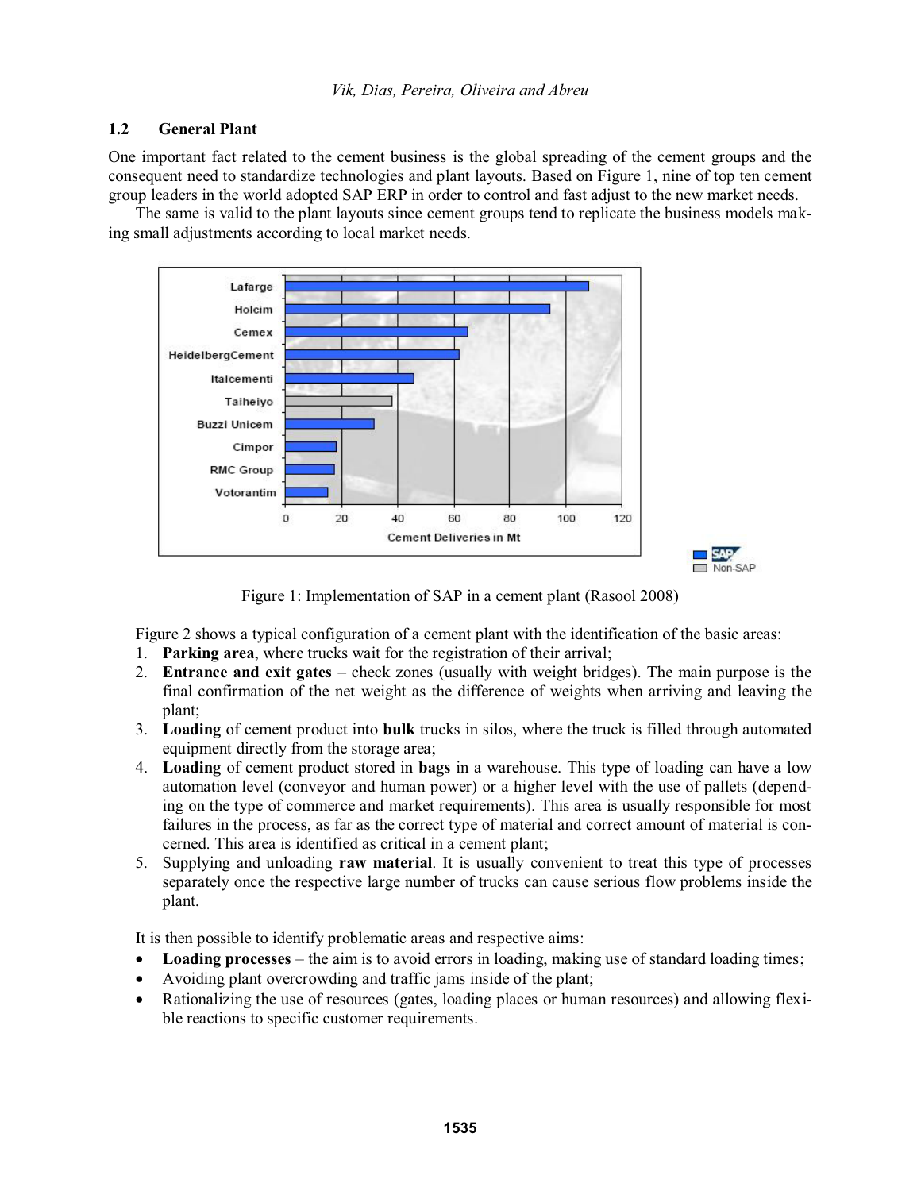### 1.2 General Plant

One important fact related to the cement business is the global spreading of the cement groups and the consequent need to standardize technologies and plant layouts. Based on Figure 1, nine of top ten cement group leaders in the world adopted SAP ERP in order to control and fast adjust to the new market needs.

The same is valid to the plant layouts since cement groups tend to replicate the business models making small adjustments according to local market needs.

Figure 1: Implementation of SAP in a cement plant (Rasool 2008)

Figure 2 shows a typical configuration of a cement plant with the identification of the basic areas:

1. **Parking area**, where trucks wait for the registration of their arrival;
2. **Entrance and exit gates** – check zones (usually with weight bridges). The main purpose is the final confirmation of the net weight as the difference of weights when arriving and leaving the plant;
3. **Loading** of cement product into **bulk** trucks in silos, where the truck is filled through automated equipment directly from the storage area;
4. **Loading** of cement product stored in **bags** in a warehouse. This type of loading can have a low automation level (conveyor and human power) or a higher level with the use of pallets (depending on the type of commerce and market requirements). This area is usually responsible for most failures in the process, as far as the correct type of material and correct amount of material is concerned. This area is identified as critical in a cement plant;
5. Supplying and unloading **raw material**. It is usually convenient to treat this type of processes separately once the respective large number of trucks can cause serious flow problems inside the plant.

It is then possible to identify problematic areas and respective aims:

- **Loading processes** – the aim is to avoid errors in loading, making use of standard loading times;
- Avoiding plant overcrowding and traffic jams inside of the plant;
- Rationalizing the use of resources (gates, loading places or human resources) and allowing flexible reactions to specific customer requirements.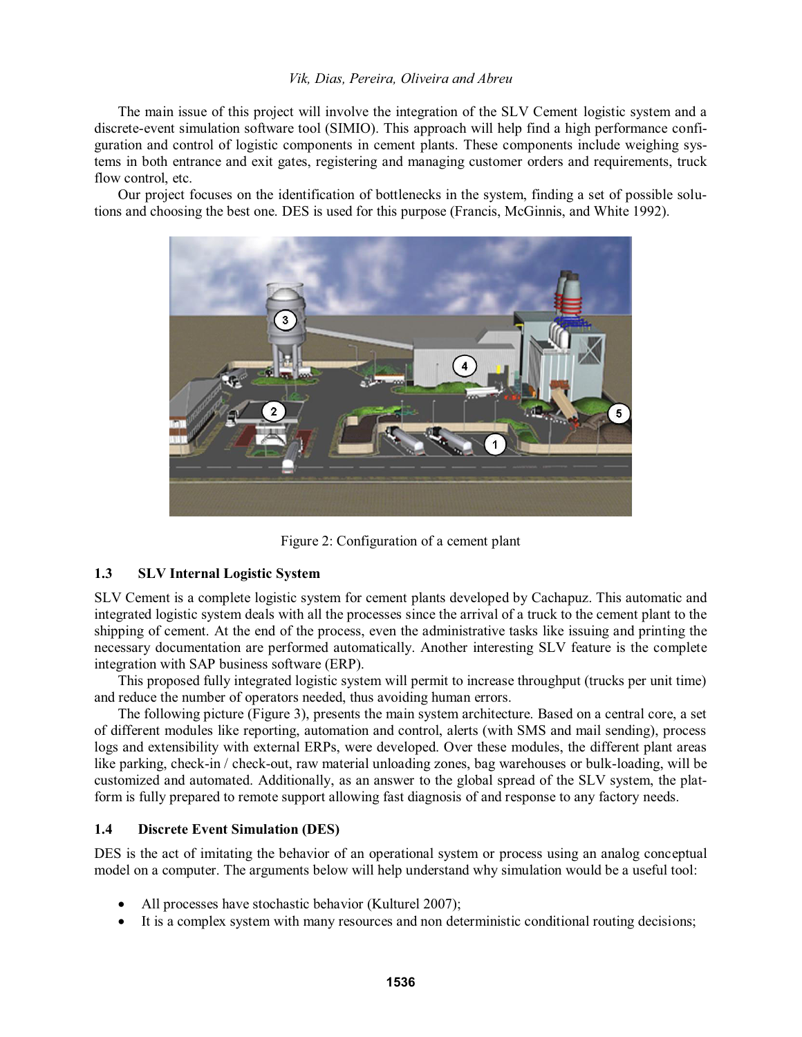The main issue of this project will involve the integration of the SLV Cement logistic system and a discrete-event simulation software tool (SIMIO). This approach will help find a high performance configuration and control of logistic components in cement plants. These components include weighing systems in both entrance and exit gates, registering and managing customer orders and requirements, truck flow control, etc.

Our project focuses on the identification of bottlenecks in the system, finding a set of possible solutions and choosing the best one. DES is used for this purpose (Francis, McGinnis, and White 1992).

Figure 2: Configuration of a cement plant

### 1.3 SLV Internal Logistic System

SLV Cement is a complete logistic system for cement plants developed by Cachapuz. This automatic and integrated logistic system deals with all the processes since the arrival of a truck to the cement plant to the shipping of cement. At the end of the process, even the administrative tasks like issuing and printing the necessary documentation are performed automatically. Another interesting SLV feature is the complete integration with SAP business software (ERP).

This proposed fully integrated logistic system will permit to increase throughput (trucks per unit time) and reduce the number of operators needed, thus avoiding human errors.

The following picture (Figure 3), presents the main system architecture. Based on a central core, a set of different modules like reporting, automation and control, alerts (with SMS and mail sending), process logs and extensibility with external ERPs, were developed. Over these modules, the different plant areas like parking, check-in / check-out, raw material unloading zones, bag warehouses or bulk-loading, will be customized and automated. Additionally, as an answer to the global spread of the SLV system, the platform is fully prepared to remote support allowing fast diagnosis of and response to any factory needs.

### 1.4 Discrete Event Simulation (DES)

DES is the act of imitating the behavior of an operational system or process using an analog conceptual model on a computer. The arguments below will help understand why simulation would be a useful tool:

- All processes have stochastic behavior (Kulturel 2007);
- It is a complex system with many resources and non deterministic conditional routing decisions;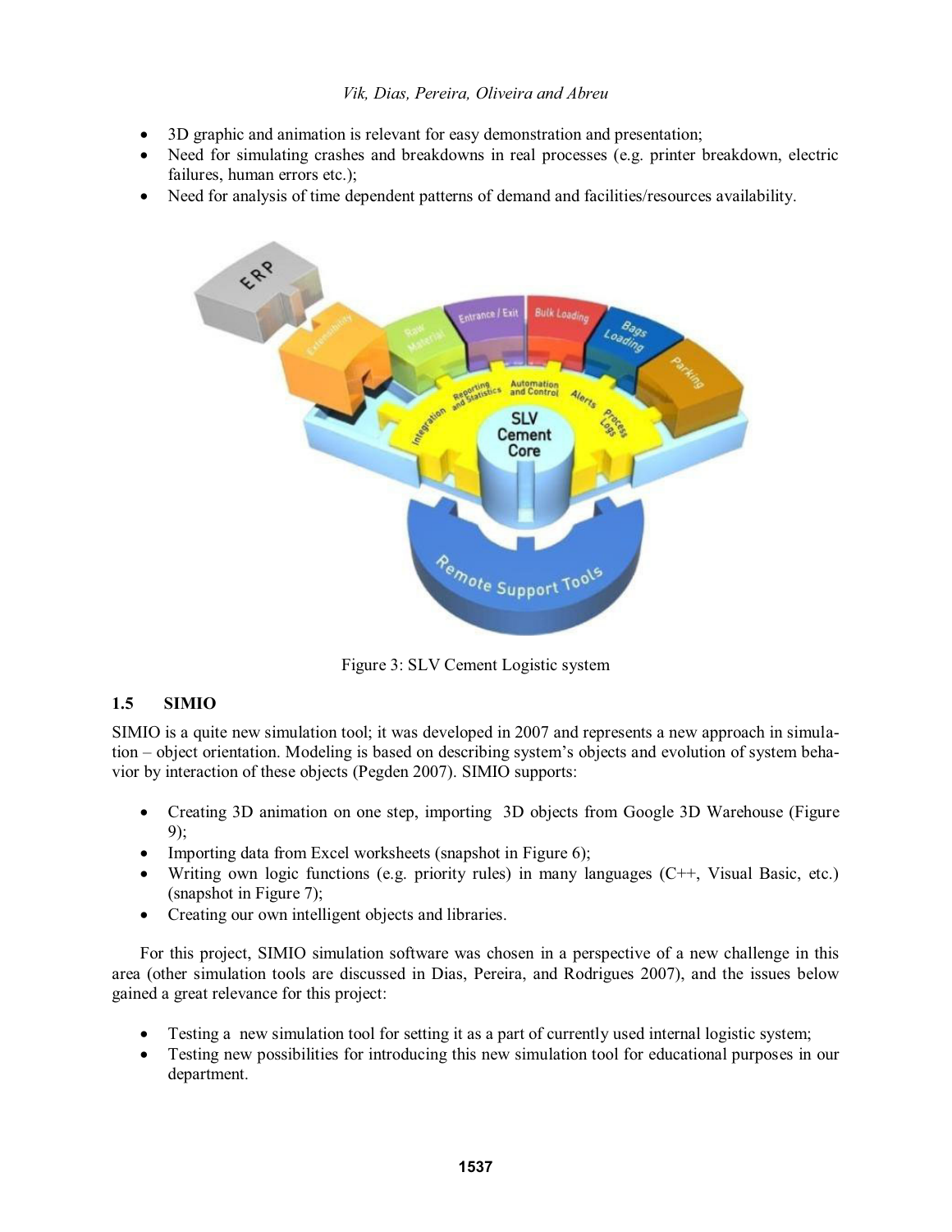- 3D graphic and animation is relevant for easy demonstration and presentation;
- Need for simulating crashes and breakdowns in real processes (e.g. printer breakdown, electric failures, human errors etc.);
- Need for analysis of time dependent patterns of demand and facilities/resources availability.

Figure 3: SLV Cement Logistic system

## 1.5 SIMIO

SIMIO is a quite new simulation tool; it was developed in 2007 and represents a new approach in simulation – object orientation. Modeling is based on describing system's objects and evolution of system behavior by interaction of these objects (Pegden 2007). SIMIO supports:

- Creating 3D animation on one step, importing 3D objects from Google 3D Warehouse (Figure 9);
- Importing data from Excel worksheets (snapshot in Figure 6);
- Writing own logic functions (e.g. priority rules) in many languages (C++, Visual Basic, etc.) (snapshot in Figure 7);
- Creating our own intelligent objects and libraries.

For this project, SIMIO simulation software was chosen in a perspective of a new challenge in this area (other simulation tools are discussed in Dias, Pereira, and Rodrigues 2007), and the issues below gained a great relevance for this project:

- Testing a new simulation tool for setting it as a part of currently used internal logistic system;
- Testing new possibilities for introducing this new simulation tool for educational purposes in our department.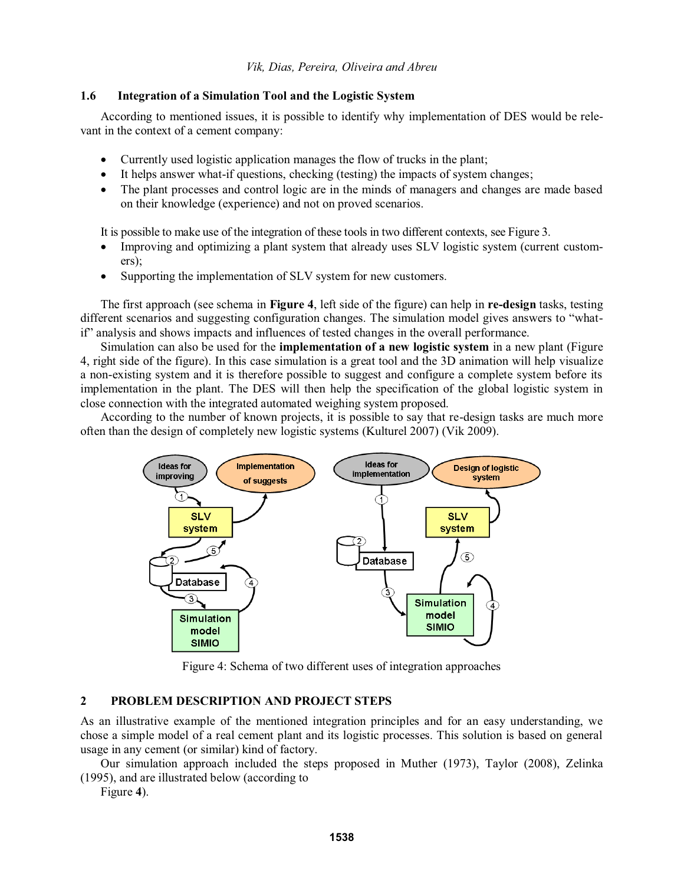### 1.6 Integration of a Simulation Tool and the Logistic System

According to mentioned issues, it is possible to identify why implementation of DES would be relevant in the context of a cement company:

- Currently used logistic application manages the flow of trucks in the plant;
- It helps answer what-if questions, checking (testing) the impacts of system changes;
- The plant processes and control logic are in the minds of managers and changes are made based on their knowledge (experience) and not on proved scenarios.

It is possible to make use of the integration of these tools in two different contexts, see Figure 3.

- Improving and optimizing a plant system that already uses SLV logistic system (current customers);
- Supporting the implementation of SLV system for new customers.

The first approach (see schema in **Figure 4**, left side of the figure) can help in **re-design** tasks, testing different scenarios and suggesting configuration changes. The simulation model gives answers to "what-if" analysis and shows impacts and influences of tested changes in the overall performance.

Simulation can also be used for the **implementation of a new logistic system** in a new plant (Figure 4, right side of the figure). In this case simulation is a great tool and the 3D animation will help visualize a non-existing system and it is therefore possible to suggest and configure a complete system before its implementation in the plant. The DES will then help the specification of the global logistic system in close connection with the integrated automated weighing system proposed.

According to the number of known projects, it is possible to say that re-design tasks are much more often than the design of completely new logistic systems (Kulturel 2007) (Vik 2009).

Figure 4: Schema of two different uses of integration approaches

## 2 PROBLEM DESCRIPTION AND PROJECT STEPS

As an illustrative example of the mentioned integration principles and for an easy understanding, we chose a simple model of a real cement plant and its logistic processes. This solution is based on general usage in any cement (or similar) kind of factory.

Our simulation approach included the steps proposed in Muther (1973), Taylor (2008), Zelinka (1995), and are illustrated below (according to Figure **4**).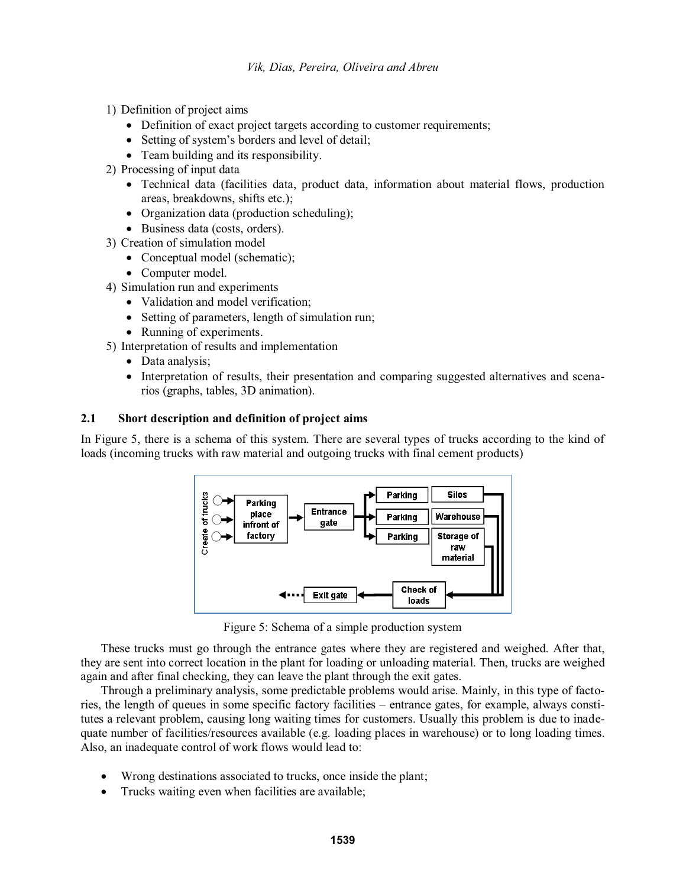1) Definition of project aims
   - Definition of exact project targets according to customer requirements;
   - Setting of system's borders and level of detail;
   - Team building and its responsibility.
2) Processing of input data
   - Technical data (facilities data, product data, information about material flows, production areas, breakdowns, shifts etc.);
   - Organization data (production scheduling);
   - Business data (costs, orders).
3) Creation of simulation model
   - Conceptual model (schematic);
   - Computer model.
4) Simulation run and experiments
   - Validation and model verification;
   - Setting of parameters, length of simulation run;
   - Running of experiments.
5) Interpretation of results and implementation
   - Data analysis;
   - Interpretation of results, their presentation and comparing suggested alternatives and scenarios (graphs, tables, 3D animation).

## 2.1 Short description and definition of project aims

In Figure 5, there is a schema of this system. There are several types of trucks according to the kind of loads (incoming trucks with raw material and outgoing trucks with final cement products)

Figure 5: Schema of a simple production system

These trucks must go through the entrance gates where they are registered and weighed. After that, they are sent into correct location in the plant for loading or unloading material. Then, trucks are weighed again and after final checking, they can leave the plant through the exit gates.

Through a preliminary analysis, some predictable problems would arise. Mainly, in this type of factories, the length of queues in some specific factory facilities – entrance gates, for example, always constitutes a relevant problem, causing long waiting times for customers. Usually this problem is due to inadequate number of facilities/resources available (e.g. loading places in warehouse) or to long loading times. Also, an inadequate control of work flows would lead to:

- Wrong destinations associated to trucks, once inside the plant;
- Trucks waiting even when facilities are available;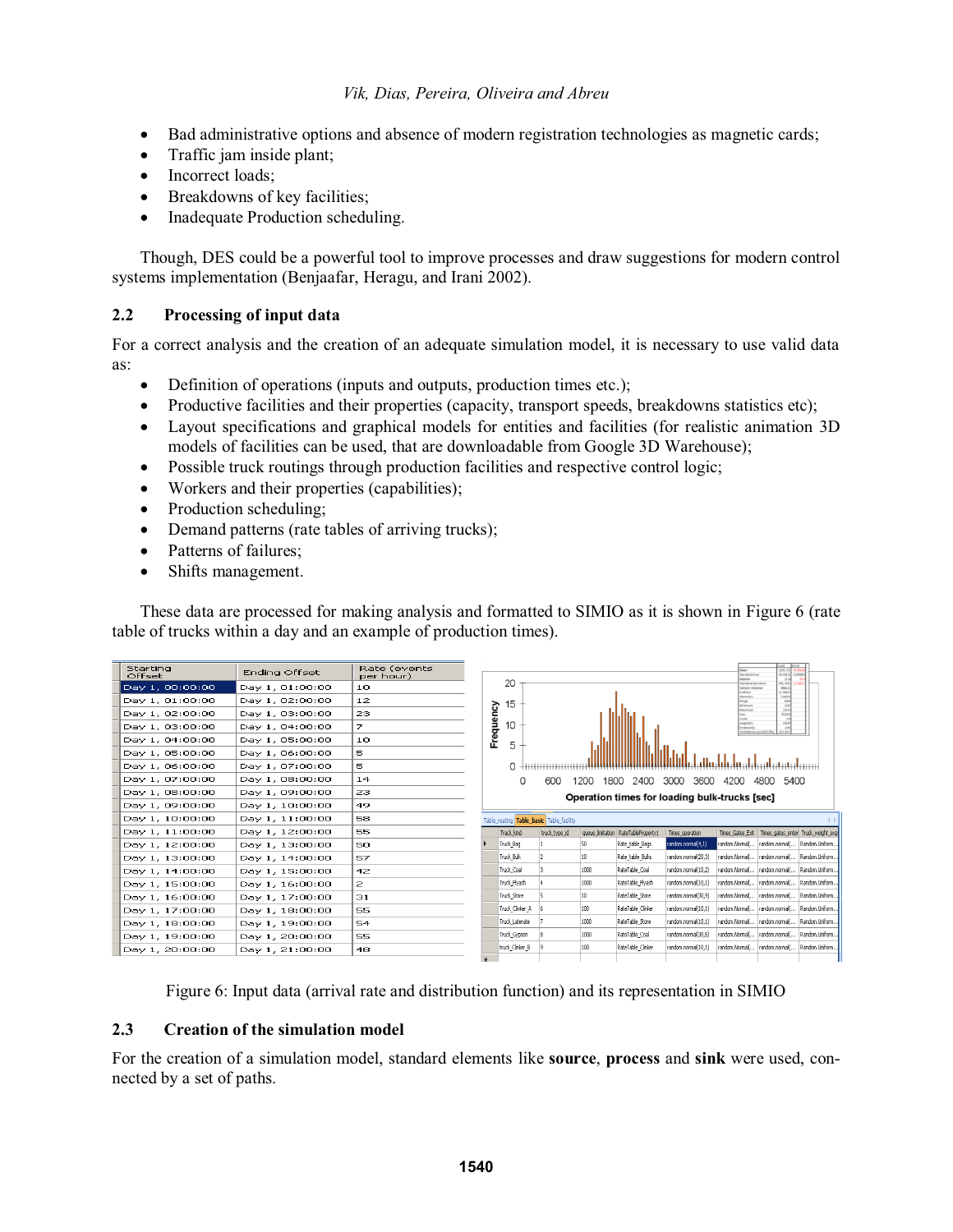- Bad administrative options and absence of modern registration technologies as magnetic cards;
- Traffic jam inside plant;
- Incorrect loads;
- Breakdowns of key facilities;
- Inadequate Production scheduling.

Though, DES could be a powerful tool to improve processes and draw suggestions for modern control systems implementation (Benjaafar, Heragu, and Irani 2002).

## 2.2 Processing of input data

For a correct analysis and the creation of an adequate simulation model, it is necessary to use valid data as:

- Definition of operations (inputs and outputs, production times etc.);
- Productive facilities and their properties (capacity, transport speeds, breakdowns statistics etc);
- Layout specifications and graphical models for entities and facilities (for realistic animation 3D models of facilities can be used, that are downloadable from Google 3D Warehouse);
- Possible truck routings through production facilities and respective control logic;
- Workers and their properties (capabilities);
- Production scheduling;
- Demand patterns (rate tables of arriving trucks);
- Patterns of failures;
- Shifts management.

These data are processed for making analysis and formatted to SIMIO as it is shown in Figure 6 (rate table of trucks within a day and an example of production times).

| Starting Offset | Ending Offset | Rate (events per hour) |
|---|---|---|
| Day 1, 00:00:00 | Day 1, 01:00:00 | 10 |
| Day 1, 01:00:00 | Day 1, 02:00:00 | 12 |
| Day 1, 02:00:00 | Day 1, 03:00:00 | 23 |
| Day 1, 03:00:00 | Day 1, 04:00:00 | 7 |
| Day 1, 04:00:00 | Day 1, 05:00:00 | 10 |
| Day 1, 05:00:00 | Day 1, 06:00:00 | 5 |
| Day 1, 06:00:00 | Day 1, 07:00:00 | 5 |
| Day 1, 07:00:00 | Day 1, 08:00:00 | 14 |
| Day 1, 08:00:00 | Day 1, 09:00:00 | 23 |
| Day 1, 09:00:00 | Day 1, 10:00:00 | 49 |
| Day 1, 10:00:00 | Day 1, 11:00:00 | 58 |
| Day 1, 11:00:00 | Day 1, 12:00:00 | 55 |
| Day 1, 12:00:00 | Day 1, 13:00:00 | 50 |
| Day 1, 13:00:00 | Day 1, 14:00:00 | 57 |
| Day 1, 14:00:00 | Day 1, 15:00:00 | 42 |
| Day 1, 15:00:00 | Day 1, 16:00:00 | 2 |
| Day 1, 16:00:00 | Day 1, 17:00:00 | 31 |
| Day 1, 17:00:00 | Day 1, 18:00:00 | 55 |
| Day 1, 18:00:00 | Day 1, 19:00:00 | 54 |
| Day 1, 19:00:00 | Day 1, 20:00:00 | 55 |
| Day 1, 20:00:00 | Day 1, 21:00:00 | 48 |

| Truck_kind | truck_type_id | queue_limitation | RateTableProperty1 | Times_operation | Times_Gates_Exit | Times_gates_enter | Truck_weight_exp |
|---|---|---|---|---|---|---|---|
| Truck_Bag | 1 | 50 | Rate_table_Bags | random.normal(4,1) | random.Normal(... | random.normal(... | Random.Uniform... |
| Truck_Bulk | 2 | 10 | Rate_table_Bulks | random.normal(20,3) | random.Normal(... | random.normal(... | Random.Uniform... |
| Truck_Coal | 3 | 1000 | RateTable_Coal | random.normal(10,2) | random.Normal(... | random.normal(... | Random.Uniform... |
| Truck_Flyash | 4 | 1000 | RateTable_Flyash | random.normal(10,1) | random.Normal(... | random.normal(... | Random.Uniform... |
| Truck_Stone | 5 | 10 | RateTable_Stone | random.normal(30,9) | random.Normal(... | random.normal(... | Random.Uniform... |
| Truck_Clinker_A | 6 | 100 | RateTable_Clinker | random.normal(10,1) | random.Normal(... | random.normal(... | Random.Uniform... |
| Truck_Laterate | 7 | 1000 | RateTable_Stone | random.normal(10,1) | random.Normal(... | random.normal(... | Random.Uniform... |
| Truck_Gypsum | 8 | 1000 | RateTable_Coal | random.normal(30,6) | random.Normal(... | random.normal(... | Random.Uniform... |
| truck_Clinker_B | 9 | 100 | RateTable_Clinker | random.normal(10,1) | random.Normal(... | random.normal(... | Random.Uniform... |

Figure 6: Input data (arrival rate and distribution function) and its representation in SIMIO

## 2.3 Creation of the simulation model

For the creation of a simulation model, standard elements like **source**, **process** and **sink** were used, connected by a set of paths.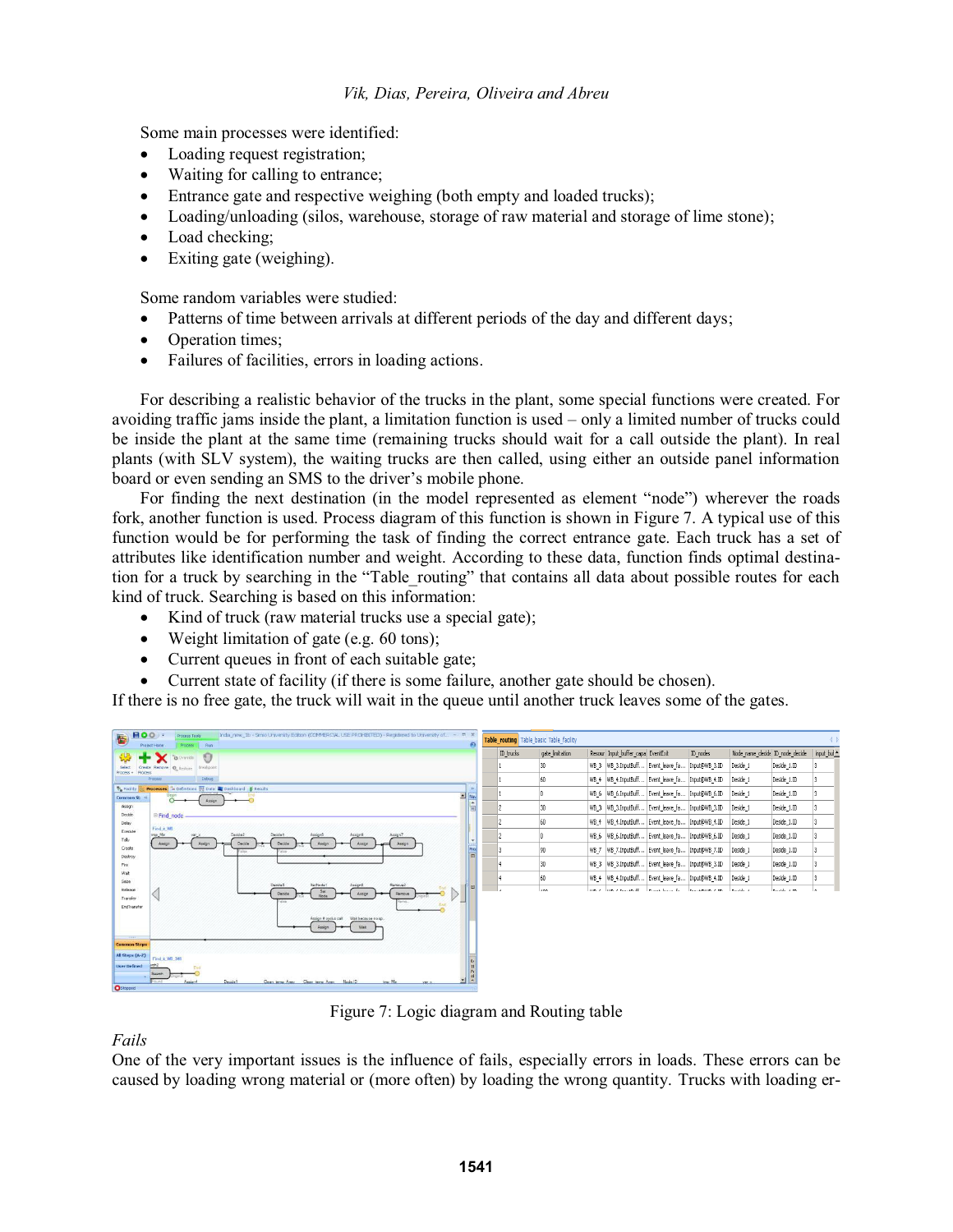Some main processes were identified:

- Loading request registration;
- Waiting for calling to entrance;
- Entrance gate and respective weighing (both empty and loaded trucks);
- Loading/unloading (silos, warehouse, storage of raw material and storage of lime stone);
- Load checking;
- Exiting gate (weighing).

Some random variables were studied:

- Patterns of time between arrivals at different periods of the day and different days;
- Operation times;
- Failures of facilities, errors in loading actions.

For describing a realistic behavior of the trucks in the plant, some special functions were created. For avoiding traffic jams inside the plant, a limitation function is used – only a limited number of trucks could be inside the plant at the same time (remaining trucks should wait for a call outside the plant). In real plants (with SLV system), the waiting trucks are then called, using either an outside panel information board or even sending an SMS to the driver's mobile phone.

For finding the next destination (in the model represented as element "node") wherever the roads fork, another function is used. Process diagram of this function is shown in Figure 7. A typical use of this function would be for performing the task of finding the correct entrance gate. Each truck has a set of attributes like identification number and weight. According to these data, function finds optimal destination for a truck by searching in the "Table_routing" that contains all data about possible routes for each kind of truck. Searching is based on this information:

- Kind of truck (raw material trucks use a special gate);
- Weight limitation of gate (e.g. 60 tons);
- Current queues in front of each suitable gate;
- Current state of facility (if there is some failure, another gate should be chosen).

If there is no free gate, the truck will wait in the queue until another truck leaves some of the gates.

Figure 7: Logic diagram and Routing table

*Fails*

One of the very important issues is the influence of fails, especially errors in loads. These errors can be caused by loading wrong material or (more often) by loading the wrong quantity. Trucks with loading er-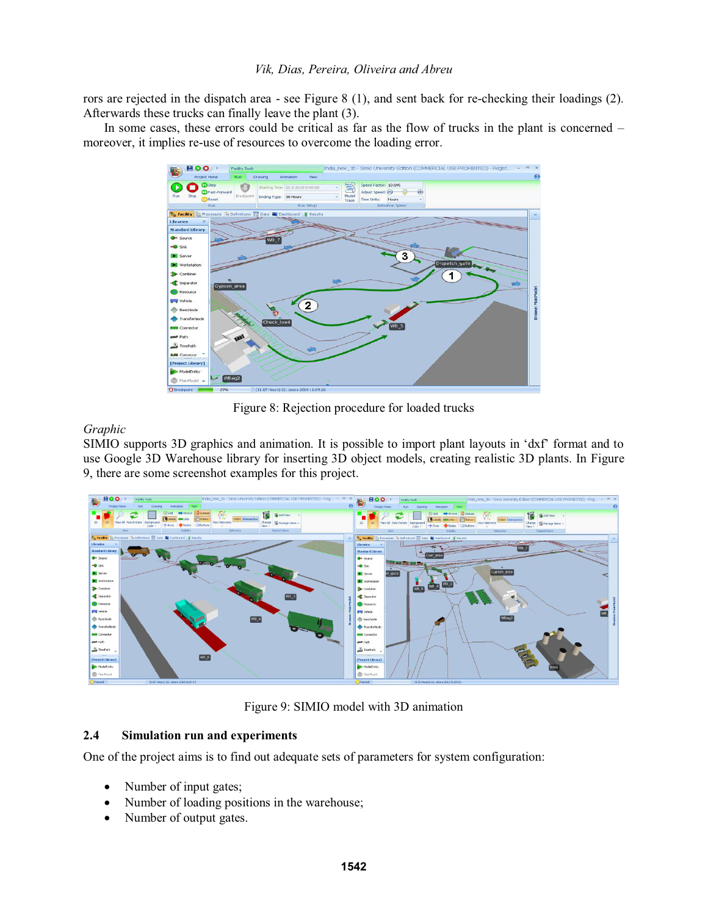rors are rejected in the dispatch area - see Figure 8 (1), and sent back for re-checking their loadings (2). Afterwards these trucks can finally leave the plant (3).

In some cases, these errors could be critical as far as the flow of trucks in the plant is concerned – moreover, it implies re-use of resources to overcome the loading error.

Figure 8: Rejection procedure for loaded trucks

*Graphic*

SIMIO supports 3D graphics and animation. It is possible to import plant layouts in 'dxf' format and to use Google 3D Warehouse library for inserting 3D object models, creating realistic 3D plants. In Figure 9, there are some screenshot examples for this project.

Figure 9: SIMIO model with 3D animation

## 2.4 Simulation run and experiments

One of the project aims is to find out adequate sets of parameters for system configuration:

- Number of input gates;
- Number of loading positions in the warehouse;
- Number of output gates.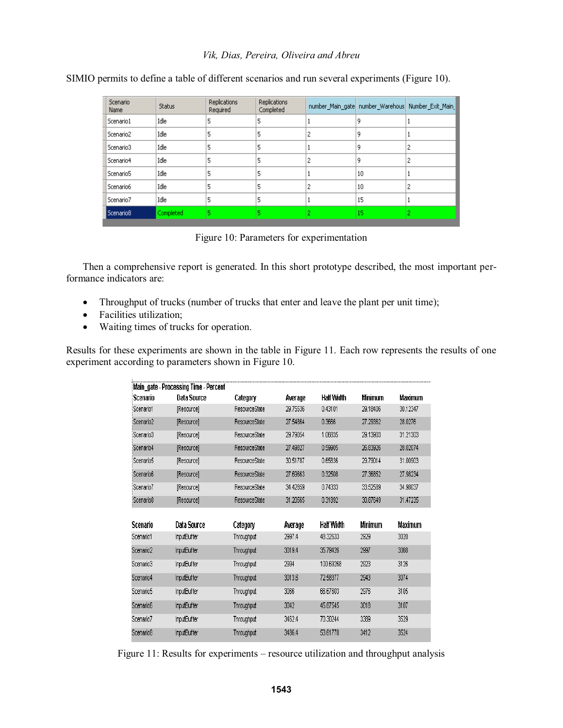SIMIO permits to define a table of different scenarios and run several experiments (Figure 10).

| Scenario Name | Status | Replications Required | Replications Completed | number_Main_gate | number_Warehous | Number_Exit_Main_ |
|---|---|---|---|---|---|---|
| Scenario1 | Idle | 5 | 5 | 1 | 9 | 1 |
| Scenario2 | Idle | 5 | 5 | 2 | 9 | 1 |
| Scenario3 | Idle | 5 | 5 | 1 | 9 | 2 |
| Scenario4 | Idle | 5 | 5 | 2 | 9 | 2 |
| Scenario5 | Idle | 5 | 5 | 1 | 10 | 1 |
| Scenario6 | Idle | 5 | 5 | 2 | 10 | 2 |
| Scenario7 | Idle | 5 | 5 | 1 | 15 | 1 |
| Scenario8 | Completed | 5 | 5 | 2 | 15 | 2 |

Figure 10: Parameters for experimentation

Then a comprehensive report is generated. In this short prototype described, the most important performance indicators are:

- Throughput of trucks (number of trucks that enter and leave the plant per unit time);
- Facilities utilization;
- Waiting times of trucks for operation.

Results for these experiments are shown in the table in Figure 11. Each row represents the results of one experiment according to parameters shown in Figure 10.

Main_gate - Processing Time - Percent

| Scenario | Data Source | Category | Average | Half Width | Minimum | Maximum |
|---|---|---|---|---|---|---|
| Scenario1 | [Resource] | ResourceState | 29.75536 | 0.43101 | 29.18406 | 30.12347 |
| Scenario2 | [Resource] | ResourceState | 27.54864 | 0.3666 | 27.29362 | 28.0276 |
| Scenario3 | [Resource] | ResourceState | 29.79054 | 1.06835 | 29.13903 | 31.21303 |
| Scenario4 | [Resource] | ResourceState | 27.49827 | 0.59905 | 26.83926 | 28.02074 |
| Scenario5 | [Resource] | ResourceState | 30.51787 | 0.65836 | 29.79014 | 31.00903 |
| Scenario6 | [Resource] | ResourceState | 27.69663 | 0.32508 | 27.36852 | 27.98234 |
| Scenario7 | [Resource] | ResourceState | 34.42659 | 0.74333 | 33.52589 | 34.98037 |
| Scenario8 | [Resource] | ResourceState | 31.20565 | 0.31892 | 30.87649 | 31.47235 |

| Scenario | Data Source | Category | Average | Half Width | Minimum | Maximum |
|---|---|---|---|---|---|---|
| Scenario1 | InputBuffer | Throughput | 2997.4 | 48.32633 | 2929 | 3020 |
| Scenario2 | InputBuffer | Throughput | 3019.4 | 35.79426 | 2997 | 3068 |
| Scenario3 | InputBuffer | Throughput | 2994 | 100.69268 | 2923 | 3126 |
| Scenario4 | InputBuffer | Throughput | 3013.6 | 72.58377 | 2943 | 3074 |
| Scenario5 | InputBuffer | Throughput | 3066 | 66.67603 | 2976 | 3105 |
| Scenario6 | InputBuffer | Throughput | 3042 | 45.67545 | 3018 | 3107 |
| Scenario7 | InputBuffer | Throughput | 3452.4 | 70.30244 | 3389 | 3529 |
| Scenario8 | InputBuffer | Throughput | 3486.4 | 53.61778 | 3412 | 3524 |

Figure 11: Results for experiments – resource utilization and throughput analysis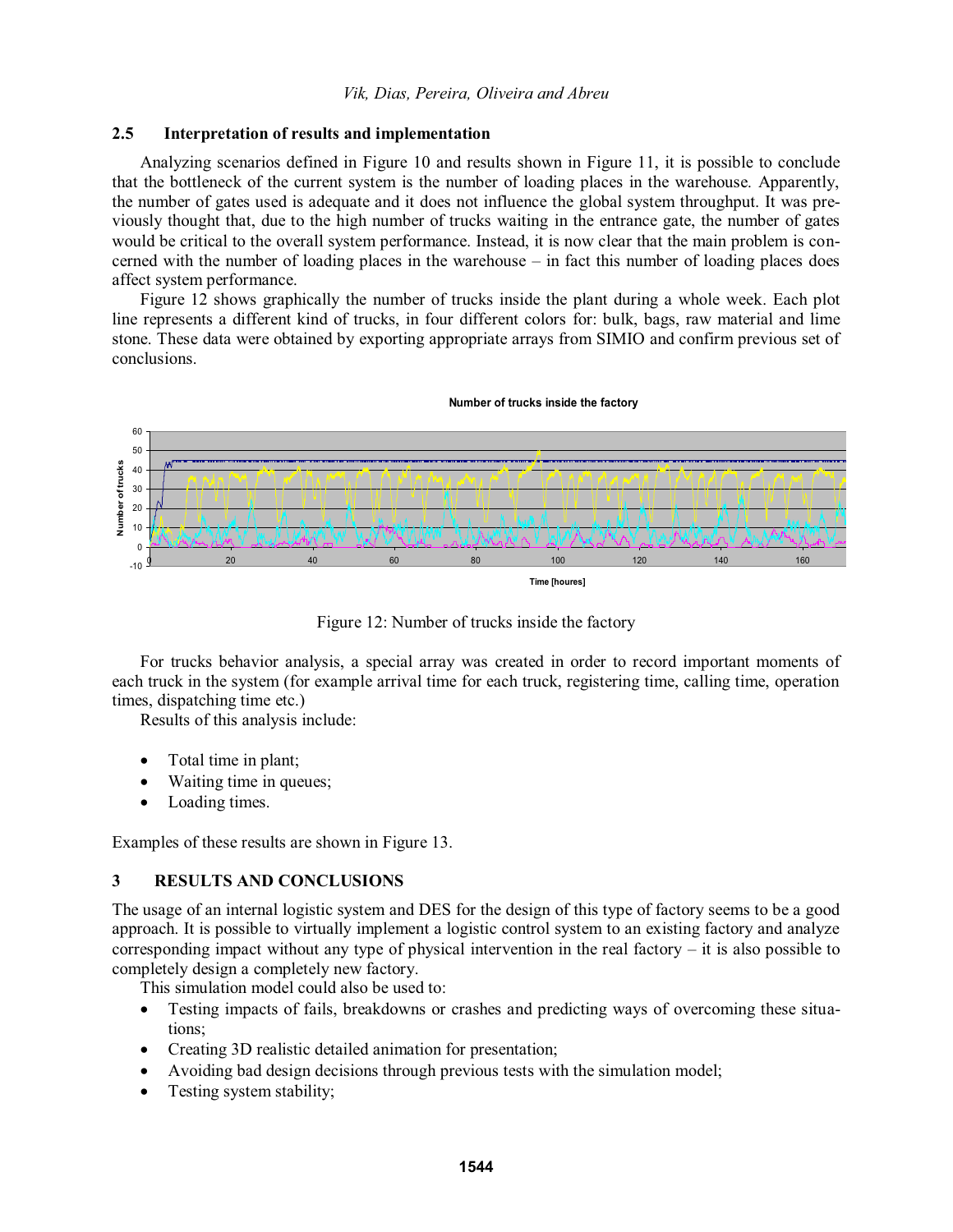### 2.5 Interpretation of results and implementation

Analyzing scenarios defined in Figure 10 and results shown in Figure 11, it is possible to conclude that the bottleneck of the current system is the number of loading places in the warehouse. Apparently, the number of gates used is adequate and it does not influence the global system throughput. It was previously thought that, due to the high number of trucks waiting in the entrance gate, the number of gates would be critical to the overall system performance. Instead, it is now clear that the main problem is concerned with the number of loading places in the warehouse – in fact this number of loading places does affect system performance.

Figure 12 shows graphically the number of trucks inside the plant during a whole week. Each plot line represents a different kind of trucks, in four different colors for: bulk, bags, raw material and lime stone. These data were obtained by exporting appropriate arrays from SIMIO and confirm previous set of conclusions.

Figure 12: Number of trucks inside the factory

For trucks behavior analysis, a special array was created in order to record important moments of each truck in the system (for example arrival time for each truck, registering time, calling time, operation times, dispatching time etc.)

Results of this analysis include:

- Total time in plant;
- Waiting time in queues;
- Loading times.

Examples of these results are shown in Figure 13.

## 3 RESULTS AND CONCLUSIONS

The usage of an internal logistic system and DES for the design of this type of factory seems to be a good approach. It is possible to virtually implement a logistic control system to an existing factory and analyze corresponding impact without any type of physical intervention in the real factory – it is also possible to completely design a completely new factory.

This simulation model could also be used to:

- Testing impacts of fails, breakdowns or crashes and predicting ways of overcoming these situations;
- Creating 3D realistic detailed animation for presentation;
- Avoiding bad design decisions through previous tests with the simulation model;
- Testing system stability;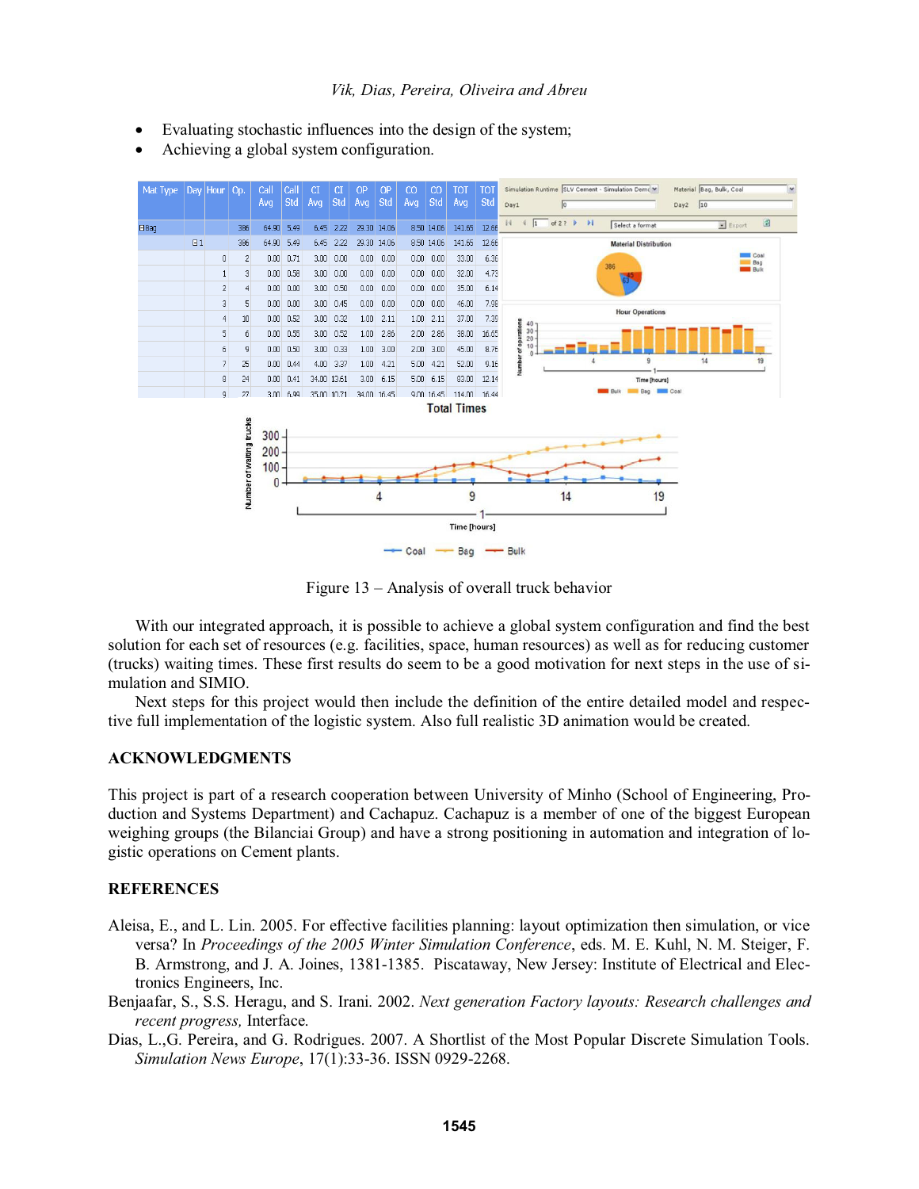- Evaluating stochastic influences into the design of the system;
- Achieving a global system configuration.

Figure 13 – Analysis of overall truck behavior

With our integrated approach, it is possible to achieve a global system configuration and find the best solution for each set of resources (e.g. facilities, space, human resources) as well as for reducing customer (trucks) waiting times. These first results do seem to be a good motivation for next steps in the use of simulation and SIMIO.

Next steps for this project would then include the definition of the entire detailed model and respective full implementation of the logistic system. Also full realistic 3D animation would be created.

## ACKNOWLEDGMENTS

This project is part of a research cooperation between University of Minho (School of Engineering, Production and Systems Department) and Cachapuz. Cachapuz is a member of one of the biggest European weighing groups (the Bilanciai Group) and have a strong positioning in automation and integration of logistic operations on Cement plants.

## REFERENCES

Aleisa, E., and L. Lin. 2005. For effective facilities planning: layout optimization then simulation, or vice versa? In *Proceedings of the 2005 Winter Simulation Conference*, eds. M. E. Kuhl, N. M. Steiger, F. B. Armstrong, and J. A. Joines, 1381-1385. Piscataway, New Jersey: Institute of Electrical and Electronics Engineers, Inc.

Benjaafar, S., S.S. Heragu, and S. Irani. 2002. *Next generation Factory layouts: Research challenges and recent progress,* Interface.

Dias, L.,G. Pereira, and G. Rodrigues. 2007. A Shortlist of the Most Popular Discrete Simulation Tools. *Simulation News Europe*, 17(1):33-36. ISSN 0929-2268.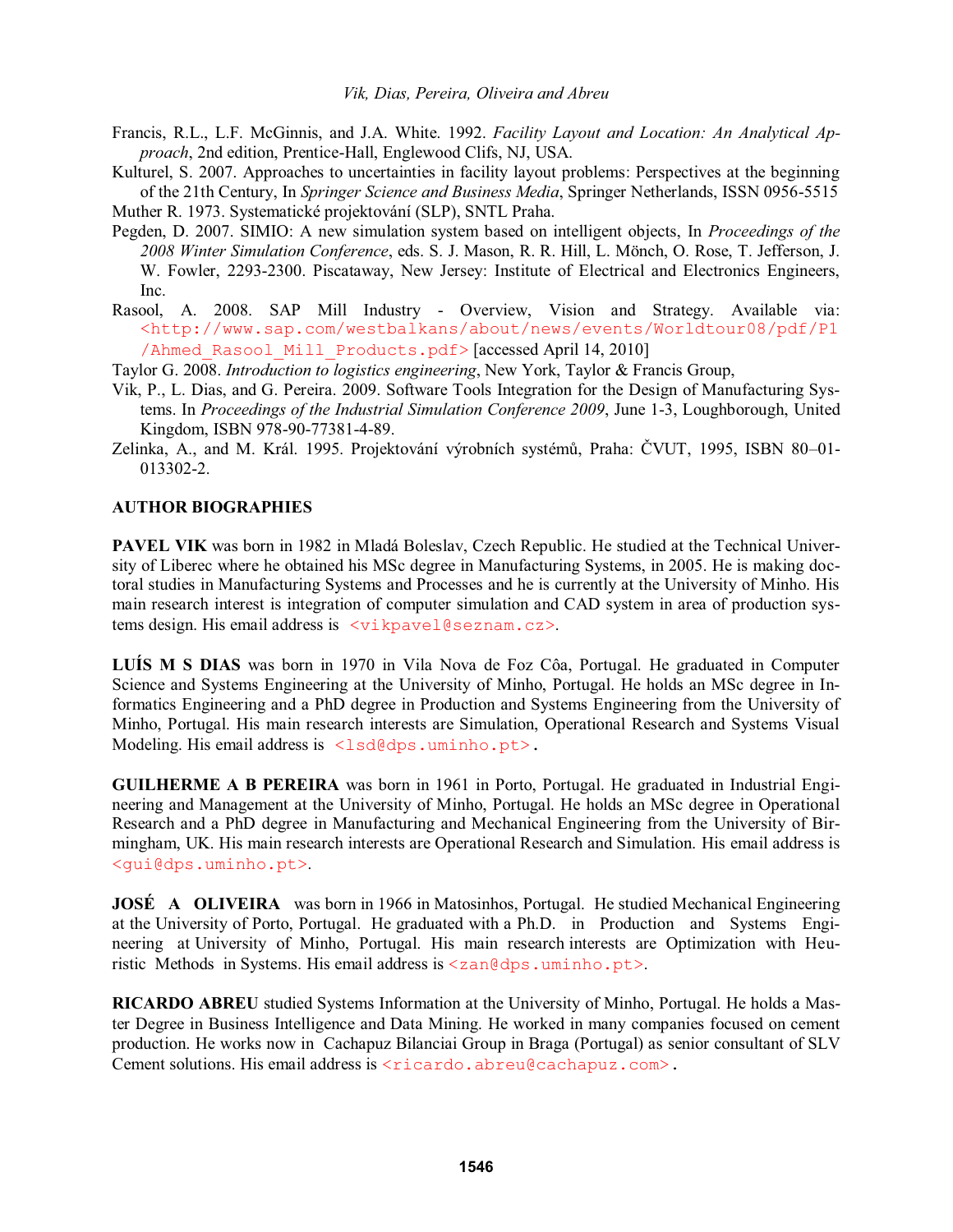Francis, R.L., L.F. McGinnis, and J.A. White. 1992. *Facility Layout and Location: An Analytical Approach*, 2nd edition, Prentice-Hall, Englewood Clifs, NJ, USA.

Kulturel, S. 2007. Approaches to uncertainties in facility layout problems: Perspectives at the beginning of the 21th Century, In *Springer Science and Business Media*, Springer Netherlands, ISSN 0956-5515

Muther R. 1973. Systematické projektování (SLP), SNTL Praha.

Pegden, D. 2007. SIMIO: A new simulation system based on intelligent objects, In *Proceedings of the 2008 Winter Simulation Conference*, eds. S. J. Mason, R. R. Hill, L. Mönch, O. Rose, T. Jefferson, J. W. Fowler, 2293-2300. Piscataway, New Jersey: Institute of Electrical and Electronics Engineers, Inc.

Rasool, A. 2008. SAP Mill Industry - Overview, Vision and Strategy. Available via: <http://www.sap.com/westbalkans/about/news/events/Worldtour08/pdf/P1/Ahmed_Rasool_Mill_Products.pdf> [accessed April 14, 2010]

Taylor G. 2008. *Introduction to logistics engineering*, New York, Taylor & Francis Group,

Vik, P., L. Dias, and G. Pereira. 2009. Software Tools Integration for the Design of Manufacturing Systems. In *Proceedings of the Industrial Simulation Conference 2009*, June 1-3, Loughborough, United Kingdom, ISBN 978-90-77381-4-89.

Zelinka, A., and M. Král. 1995. Projektování výrobních systémů, Praha: ČVUT, 1995, ISBN 80–01-013302-2.

## AUTHOR BIOGRAPHIES

**PAVEL VIK** was born in 1982 in Mladá Boleslav, Czech Republic. He studied at the Technical University of Liberec where he obtained his MSc degree in Manufacturing Systems, in 2005. He is making doctoral studies in Manufacturing Systems and Processes and he is currently at the University of Minho. His main research interest is integration of computer simulation and CAD system in area of production systems design. His email address is <vikpavel@seznam.cz>.

**LUÍS M S DIAS** was born in 1970 in Vila Nova de Foz Côa, Portugal. He graduated in Computer Science and Systems Engineering at the University of Minho, Portugal. He holds an MSc degree in Informatics Engineering and a PhD degree in Production and Systems Engineering from the University of Minho, Portugal. His main research interests are Simulation, Operational Research and Systems Visual Modeling. His email address is <lsd@dps.uminho.pt>.

**GUILHERME A B PEREIRA** was born in 1961 in Porto, Portugal. He graduated in Industrial Engineering and Management at the University of Minho, Portugal. He holds an MSc degree in Operational Research and a PhD degree in Manufacturing and Mechanical Engineering from the University of Birmingham, UK. His main research interests are Operational Research and Simulation. His email address is <gui@dps.uminho.pt>.

**JOSÉ A OLIVEIRA** was born in 1966 in Matosinhos, Portugal. He studied Mechanical Engineering at the University of Porto, Portugal. He graduated with a Ph.D. in Production and Systems Engineering at University of Minho, Portugal. His main research interests are Optimization with Heuristic Methods in Systems. His email address is <zan@dps.uminho.pt>.

**RICARDO ABREU** studied Systems Information at the University of Minho, Portugal. He holds a Master Degree in Business Intelligence and Data Mining. He worked in many companies focused on cement production. He works now in Cachapuz Bilanciai Group in Braga (Portugal) as senior consultant of SLV Cement solutions. His email address is <ricardo.abreu@cachapuz.com>.